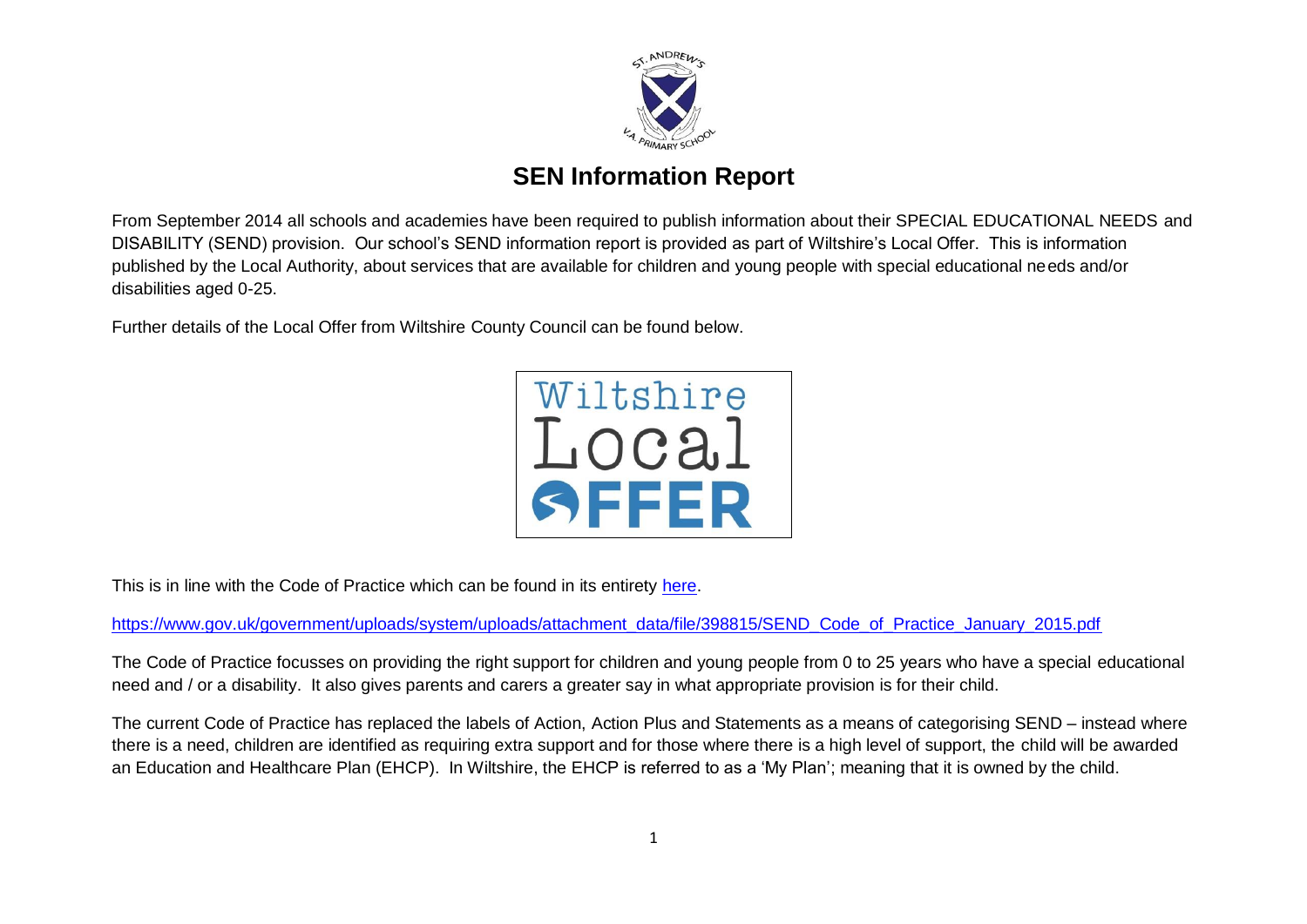# SEN Information Report

From September 2014 all schools and academies have been required to publish information about their SPECIAL EDUCATIONAL NEEDS and DISABILITY (SEND) provision. Our school's SEND information report is provided as part of Wiltshire's Local Offer. This is information published by the Local Authority, about services that are available for children and young people with special educational needs and/or disabilities aged 0-25.

Further details of the Local Offer from Wiltshire County Council can be found below.

This is in line with the Code of Practice which can be found in its entirety here.

https://www.gov.uk/government/uploads/system/uploads/attachment_data/file/398815/SEND_Code_of_Practice_January_2015.pdf

The Code of Practice focusses on providing the right support for children and young people from 0 to 25 years who have a special educational need and / or a disability. It also gives parents and carers a greater say in what appropriate provision is for their child.

The current Code of Practice has replaced the labels of Action, Action Plus and Statements as a means of categorising SEND – instead where there is a need, children are identified as requiring extra support and for those where there is a high level of support, the child will be awarded an Education and Healthcare Plan (EHCP). In Wiltshire, the EHCP is referred to as a 'My Plan'; meaning that it is owned by the child.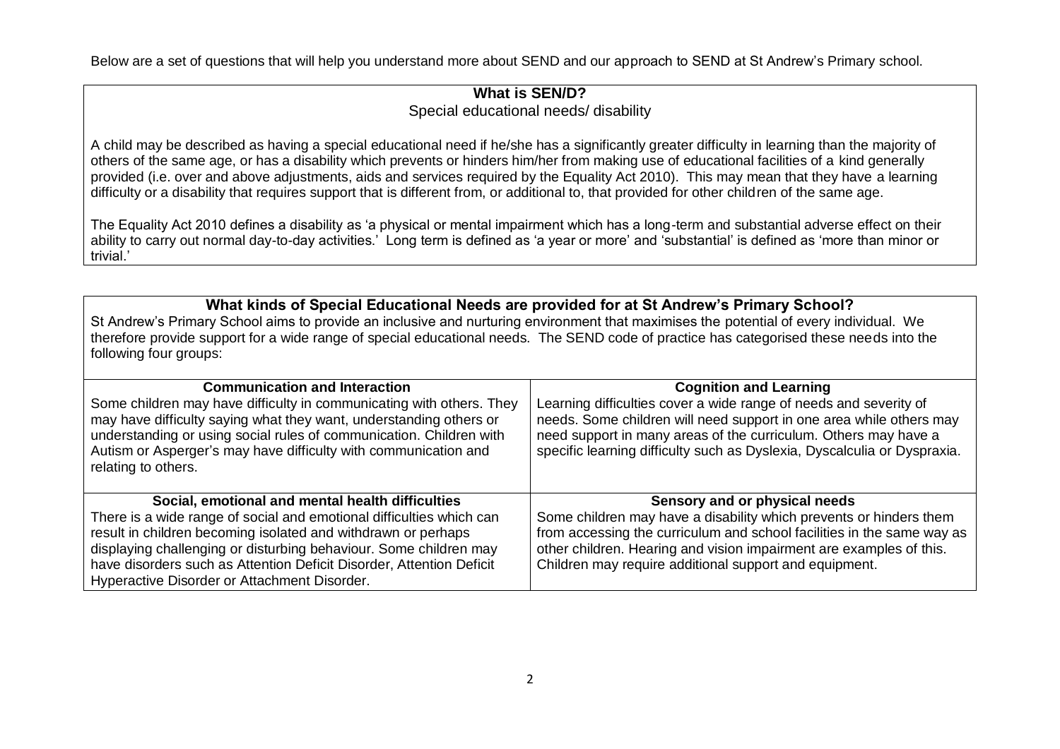Below are a set of questions that will help you understand more about SEND and our approach to SEND at St Andrew's Primary school.

## What is SEN/D?

Special educational needs/ disability

A child may be described as having a special educational need if he/she has a significantly greater difficulty in learning than the majority of others of the same age, or has a disability which prevents or hinders him/her from making use of educational facilities of a kind generally provided (i.e. over and above adjustments, aids and services required by the Equality Act 2010). This may mean that they have a learning difficulty or a disability that requires support that is different from, or additional to, that provided for other children of the same age.

The Equality Act 2010 defines a disability as 'a physical or mental impairment which has a long-term and substantial adverse effect on their ability to carry out normal day-to-day activities.' Long term is defined as 'a year or more' and 'substantial' is defined as 'more than minor or trivial.'

## What kinds of Special Educational Needs are provided for at St Andrew's Primary School?

St Andrew's Primary School aims to provide an inclusive and nurturing environment that maximises the potential of every individual. We therefore provide support for a wide range of special educational needs. The SEND code of practice has categorised these needs into the following four groups:

| **Communication and Interaction** | **Cognition and Learning** |
| --- | --- |
| Some children may have difficulty in communicating with others. They may have difficulty saying what they want, understanding others or understanding or using social rules of communication. Children with Autism or Asperger's may have difficulty with communication and relating to others. | Learning difficulties cover a wide range of needs and severity of needs. Some children will need support in one area while others may need support in many areas of the curriculum. Others may have a specific learning difficulty such as Dyslexia, Dyscalculia or Dyspraxia. |
| **Social, emotional and mental health difficulties** | **Sensory and or physical needs** |
| There is a wide range of social and emotional difficulties which can result in children becoming isolated and withdrawn or perhaps displaying challenging or disturbing behaviour. Some children may have disorders such as Attention Deficit Disorder, Attention Deficit Hyperactive Disorder or Attachment Disorder. | Some children may have a disability which prevents or hinders them from accessing the curriculum and school facilities in the same way as other children. Hearing and vision impairment are examples of this. Children may require additional support and equipment. |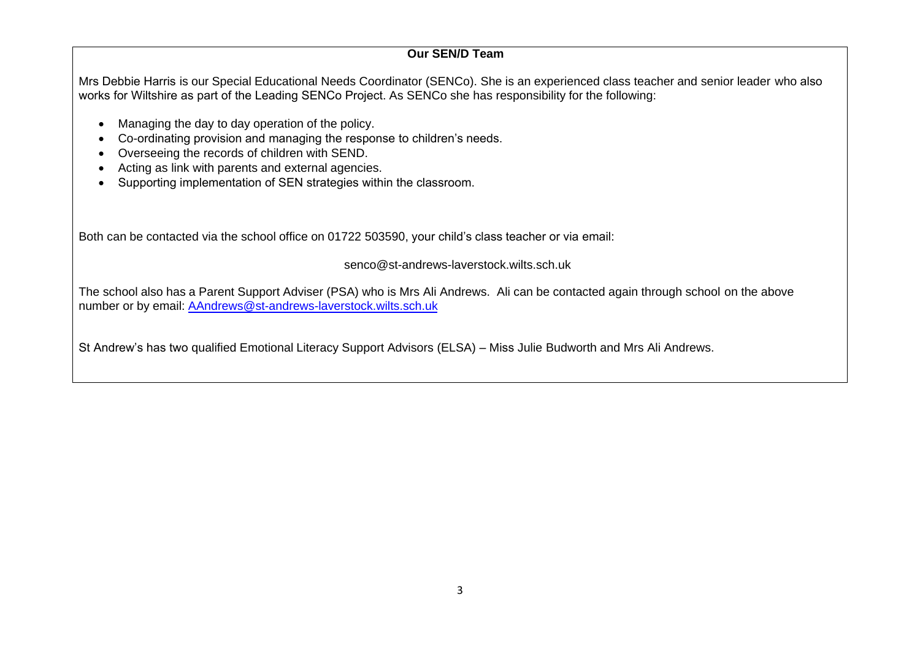## Our SEN/D Team

Mrs Debbie Harris is our Special Educational Needs Coordinator (SENCo). She is an experienced class teacher and senior leader who also works for Wiltshire as part of the Leading SENCo Project. As SENCo she has responsibility for the following:

- Managing the day to day operation of the policy.
- Co-ordinating provision and managing the response to children's needs.
- Overseeing the records of children with SEND.
- Acting as link with parents and external agencies.
- Supporting implementation of SEN strategies within the classroom.

Both can be contacted via the school office on 01722 503590, your child's class teacher or via email:

senco@st-andrews-laverstock.wilts.sch.uk

The school also has a Parent Support Adviser (PSA) who is Mrs Ali Andrews. Ali can be contacted again through school on the above number or by email: AAndrews@st-andrews-laverstock.wilts.sch.uk

St Andrew's has two qualified Emotional Literacy Support Advisors (ELSA) – Miss Julie Budworth and Mrs Ali Andrews.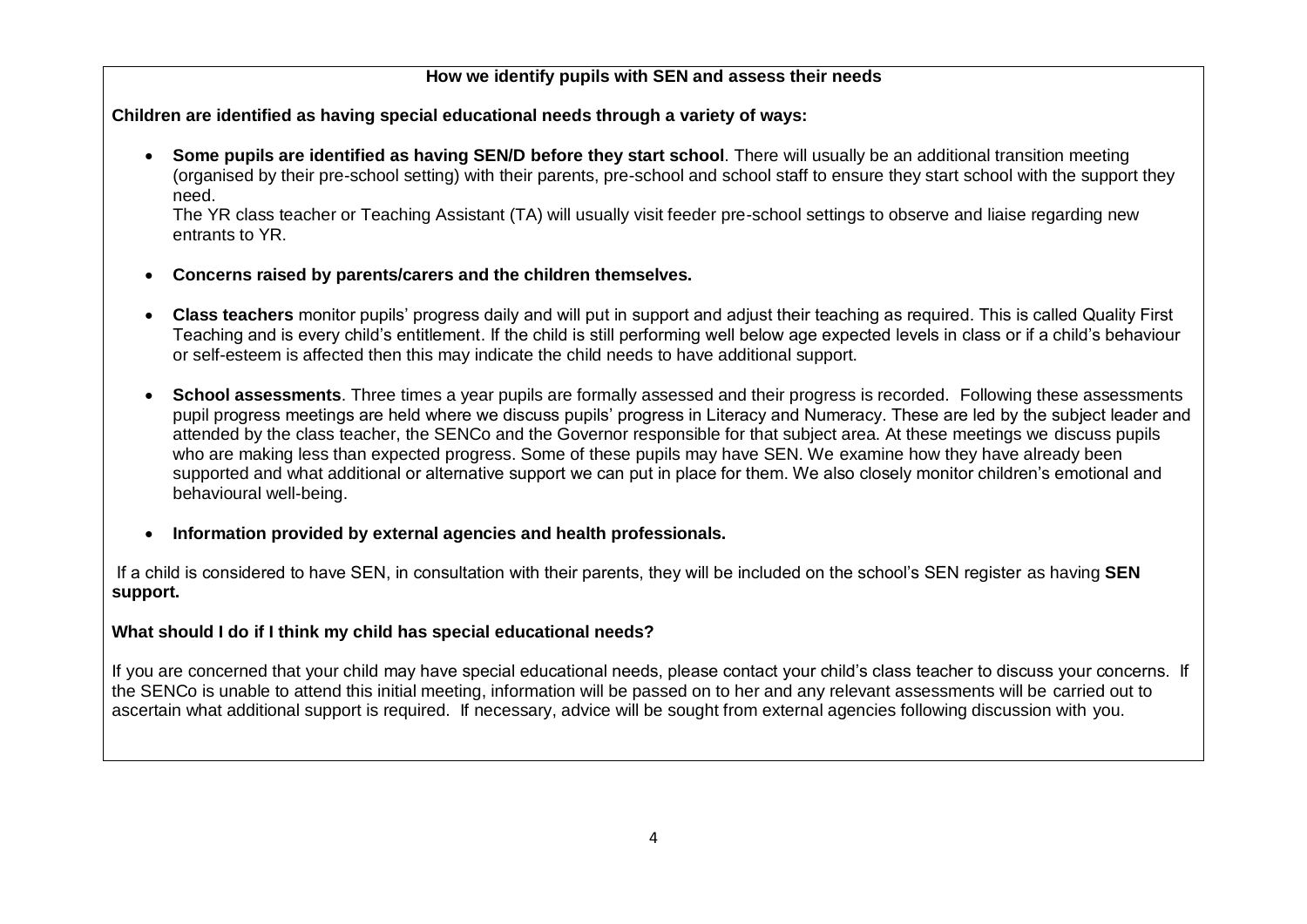## How we identify pupils with SEN and assess their needs

**Children are identified as having special educational needs through a variety of ways:**

- **Some pupils are identified as having SEN/D before they start school**. There will usually be an additional transition meeting (organised by their pre-school setting) with their parents, pre-school and school staff to ensure they start school with the support they need.

  The YR class teacher or Teaching Assistant (TA) will usually visit feeder pre-school settings to observe and liaise regarding new entrants to YR.

- **Concerns raised by parents/carers and the children themselves.**

- **Class teachers** monitor pupils' progress daily and will put in support and adjust their teaching as required. This is called Quality First Teaching and is every child's entitlement. If the child is still performing well below age expected levels in class or if a child's behaviour or self-esteem is affected then this may indicate the child needs to have additional support.

- **School assessments**. Three times a year pupils are formally assessed and their progress is recorded. Following these assessments pupil progress meetings are held where we discuss pupils' progress in Literacy and Numeracy. These are led by the subject leader and attended by the class teacher, the SENCo and the Governor responsible for that subject area. At these meetings we discuss pupils who are making less than expected progress. Some of these pupils may have SEN. We examine how they have already been supported and what additional or alternative support we can put in place for them. We also closely monitor children's emotional and behavioural well-being.

- **Information provided by external agencies and health professionals.**

If a child is considered to have SEN, in consultation with their parents, they will be included on the school's SEN register as having **SEN support.**

**What should I do if I think my child has special educational needs?**

If you are concerned that your child may have special educational needs, please contact your child's class teacher to discuss your concerns. If the SENCo is unable to attend this initial meeting, information will be passed on to her and any relevant assessments will be carried out to ascertain what additional support is required. If necessary, advice will be sought from external agencies following discussion with you.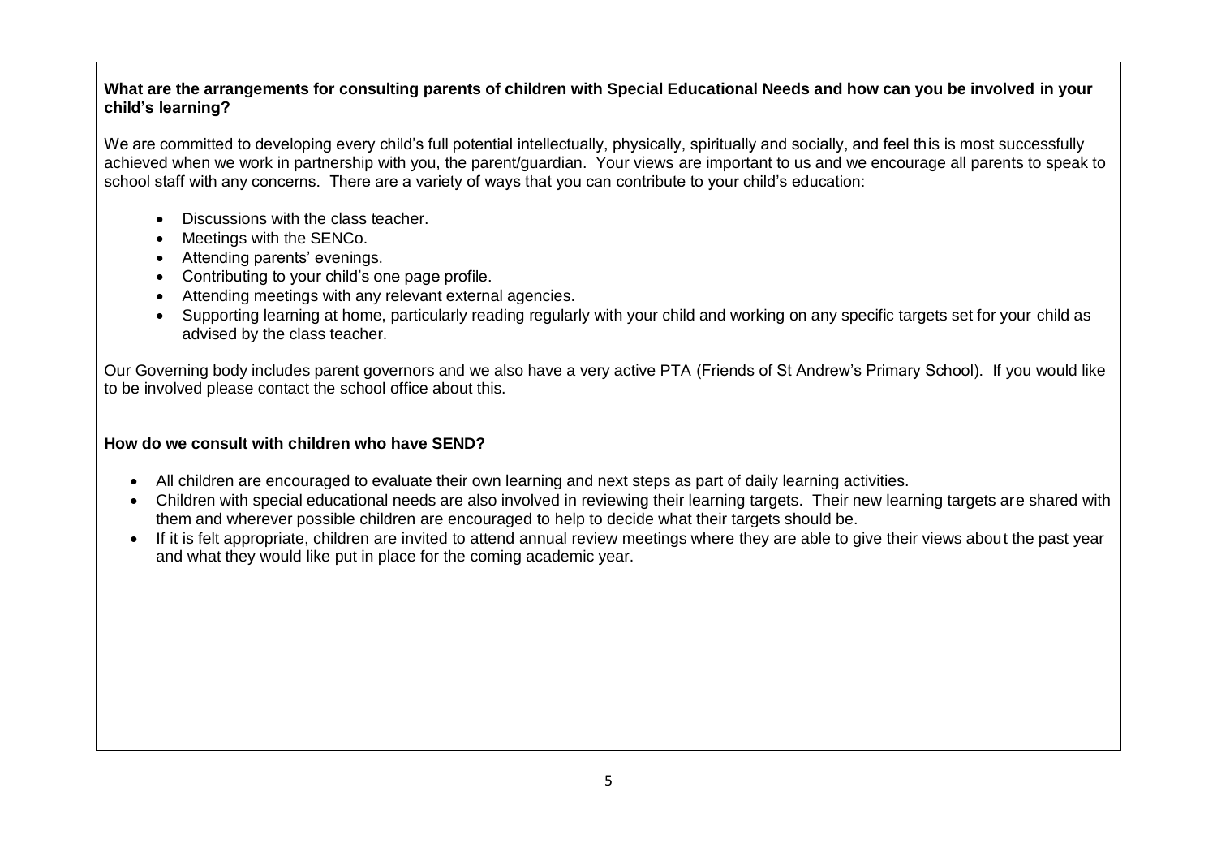**What are the arrangements for consulting parents of children with Special Educational Needs and how can you be involved in your child's learning?**

We are committed to developing every child's full potential intellectually, physically, spiritually and socially, and feel this is most successfully achieved when we work in partnership with you, the parent/guardian. Your views are important to us and we encourage all parents to speak to school staff with any concerns. There are a variety of ways that you can contribute to your child's education:

- Discussions with the class teacher.
- Meetings with the SENCo.
- Attending parents' evenings.
- Contributing to your child's one page profile.
- Attending meetings with any relevant external agencies.
- Supporting learning at home, particularly reading regularly with your child and working on any specific targets set for your child as advised by the class teacher.

Our Governing body includes parent governors and we also have a very active PTA (Friends of St Andrew's Primary School). If you would like to be involved please contact the school office about this.

**How do we consult with children who have SEND?**

- All children are encouraged to evaluate their own learning and next steps as part of daily learning activities.
- Children with special educational needs are also involved in reviewing their learning targets. Their new learning targets are shared with them and wherever possible children are encouraged to help to decide what their targets should be.
- If it is felt appropriate, children are invited to attend annual review meetings where they are able to give their views about the past year and what they would like put in place for the coming academic year.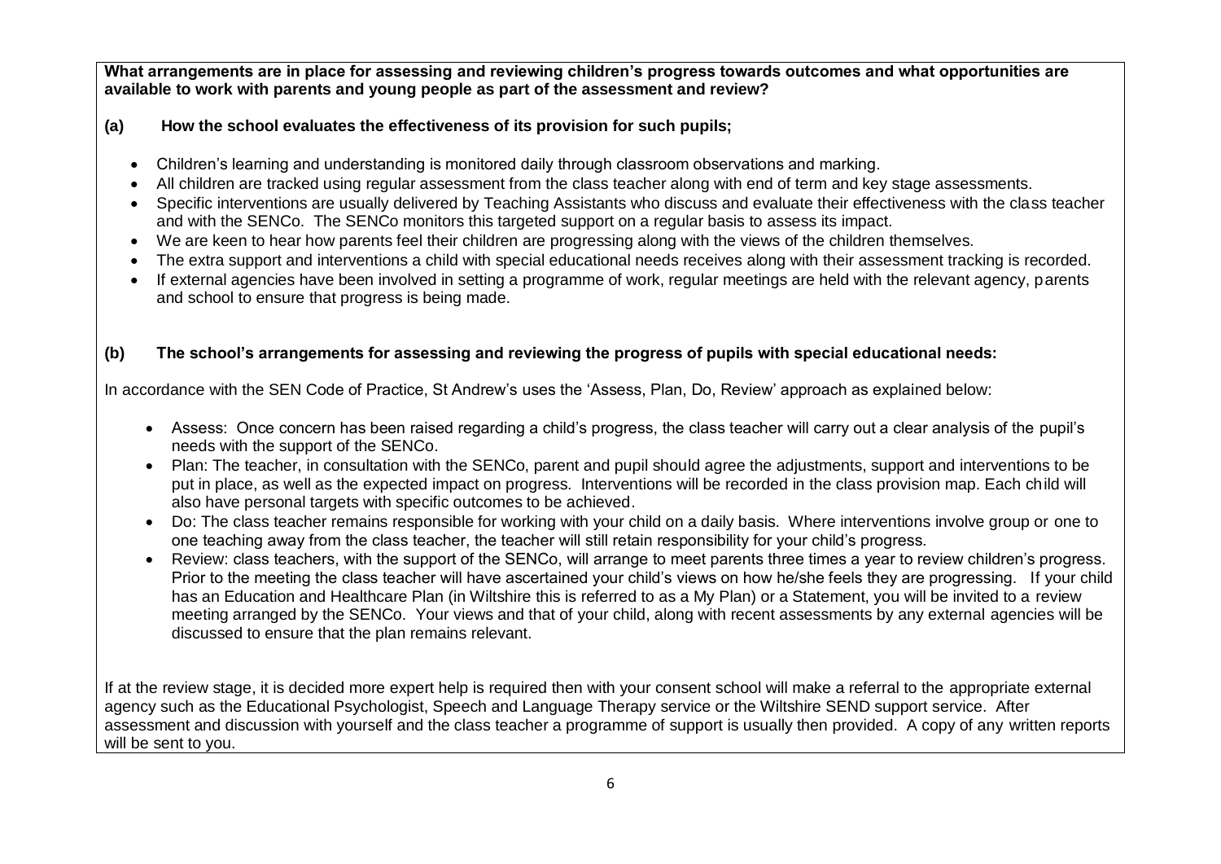**What arrangements are in place for assessing and reviewing children's progress towards outcomes and what opportunities are available to work with parents and young people as part of the assessment and review?**

**(a) How the school evaluates the effectiveness of its provision for such pupils;**

- Children's learning and understanding is monitored daily through classroom observations and marking.
- All children are tracked using regular assessment from the class teacher along with end of term and key stage assessments.
- Specific interventions are usually delivered by Teaching Assistants who discuss and evaluate their effectiveness with the class teacher and with the SENCo. The SENCo monitors this targeted support on a regular basis to assess its impact.
- We are keen to hear how parents feel their children are progressing along with the views of the children themselves.
- The extra support and interventions a child with special educational needs receives along with their assessment tracking is recorded.
- If external agencies have been involved in setting a programme of work, regular meetings are held with the relevant agency, parents and school to ensure that progress is being made.

**(b) The school's arrangements for assessing and reviewing the progress of pupils with special educational needs:**

In accordance with the SEN Code of Practice, St Andrew's uses the 'Assess, Plan, Do, Review' approach as explained below:

- Assess: Once concern has been raised regarding a child's progress, the class teacher will carry out a clear analysis of the pupil's needs with the support of the SENCo.
- Plan: The teacher, in consultation with the SENCo, parent and pupil should agree the adjustments, support and interventions to be put in place, as well as the expected impact on progress. Interventions will be recorded in the class provision map. Each child will also have personal targets with specific outcomes to be achieved.
- Do: The class teacher remains responsible for working with your child on a daily basis. Where interventions involve group or one to one teaching away from the class teacher, the teacher will still retain responsibility for your child's progress.
- Review: class teachers, with the support of the SENCo, will arrange to meet parents three times a year to review children's progress. Prior to the meeting the class teacher will have ascertained your child's views on how he/she feels they are progressing. If your child has an Education and Healthcare Plan (in Wiltshire this is referred to as a My Plan) or a Statement, you will be invited to a review meeting arranged by the SENCo. Your views and that of your child, along with recent assessments by any external agencies will be discussed to ensure that the plan remains relevant.

If at the review stage, it is decided more expert help is required then with your consent school will make a referral to the appropriate external agency such as the Educational Psychologist, Speech and Language Therapy service or the Wiltshire SEND support service. After assessment and discussion with yourself and the class teacher a programme of support is usually then provided. A copy of any written reports will be sent to you.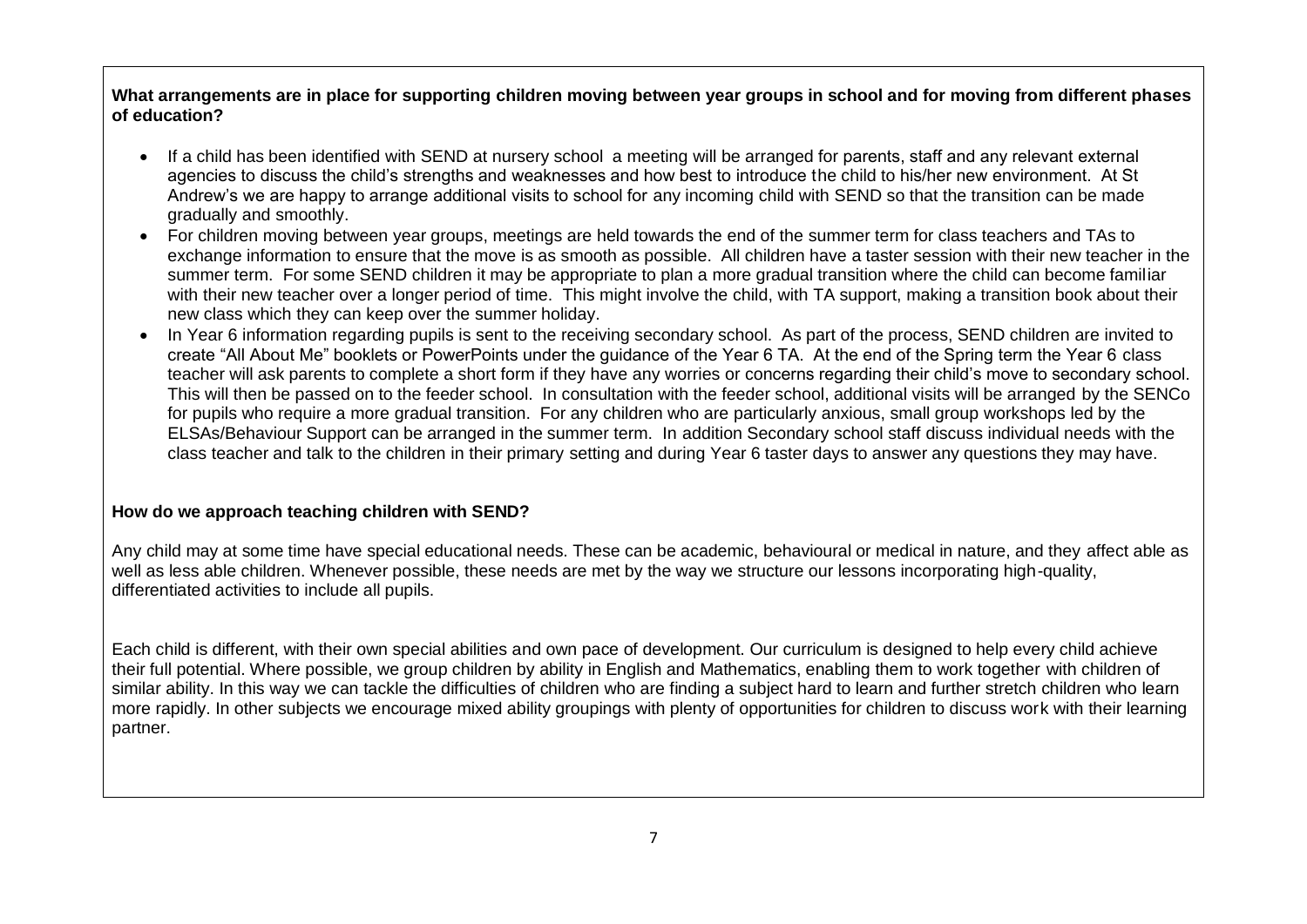**What arrangements are in place for supporting children moving between year groups in school and for moving from different phases of education?**

- If a child has been identified with SEND at nursery school a meeting will be arranged for parents, staff and any relevant external agencies to discuss the child's strengths and weaknesses and how best to introduce the child to his/her new environment. At St Andrew's we are happy to arrange additional visits to school for any incoming child with SEND so that the transition can be made gradually and smoothly.
- For children moving between year groups, meetings are held towards the end of the summer term for class teachers and TAs to exchange information to ensure that the move is as smooth as possible. All children have a taster session with their new teacher in the summer term. For some SEND children it may be appropriate to plan a more gradual transition where the child can become familiar with their new teacher over a longer period of time. This might involve the child, with TA support, making a transition book about their new class which they can keep over the summer holiday.
- In Year 6 information regarding pupils is sent to the receiving secondary school. As part of the process, SEND children are invited to create "All About Me" booklets or PowerPoints under the guidance of the Year 6 TA. At the end of the Spring term the Year 6 class teacher will ask parents to complete a short form if they have any worries or concerns regarding their child's move to secondary school. This will then be passed on to the feeder school. In consultation with the feeder school, additional visits will be arranged by the SENCo for pupils who require a more gradual transition. For any children who are particularly anxious, small group workshops led by the ELSAs/Behaviour Support can be arranged in the summer term. In addition Secondary school staff discuss individual needs with the class teacher and talk to the children in their primary setting and during Year 6 taster days to answer any questions they may have.

**How do we approach teaching children with SEND?**

Any child may at some time have special educational needs. These can be academic, behavioural or medical in nature, and they affect able as well as less able children. Whenever possible, these needs are met by the way we structure our lessons incorporating high-quality, differentiated activities to include all pupils.

Each child is different, with their own special abilities and own pace of development. Our curriculum is designed to help every child achieve their full potential. Where possible, we group children by ability in English and Mathematics, enabling them to work together with children of similar ability. In this way we can tackle the difficulties of children who are finding a subject hard to learn and further stretch children who learn more rapidly. In other subjects we encourage mixed ability groupings with plenty of opportunities for children to discuss work with their learning partner.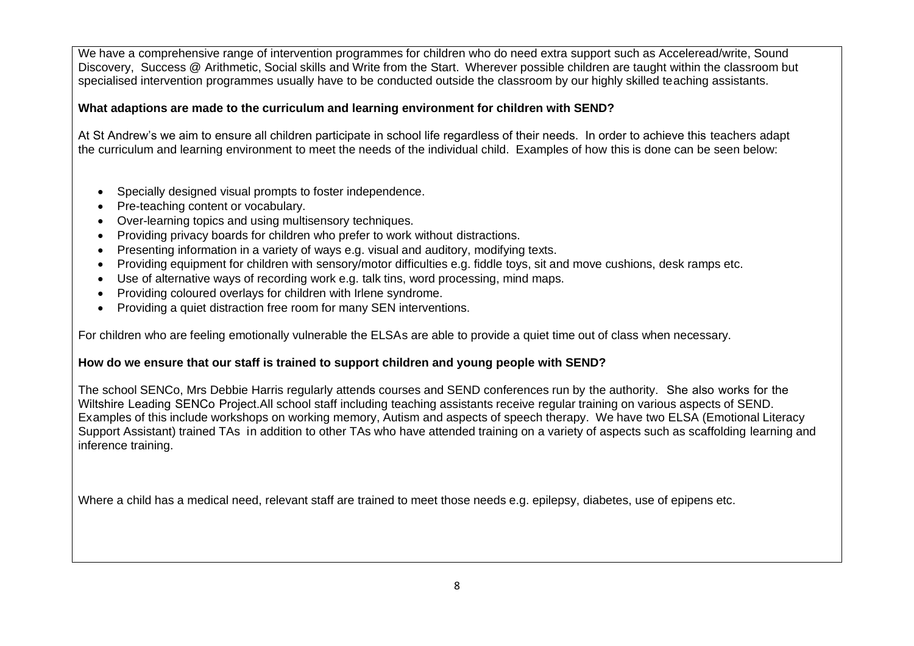We have a comprehensive range of intervention programmes for children who do need extra support such as Acceleread/write, Sound Discovery, Success @ Arithmetic, Social skills and Write from the Start. Wherever possible children are taught within the classroom but specialised intervention programmes usually have to be conducted outside the classroom by our highly skilled teaching assistants.

**What adaptions are made to the curriculum and learning environment for children with SEND?**

At St Andrew's we aim to ensure all children participate in school life regardless of their needs. In order to achieve this teachers adapt the curriculum and learning environment to meet the needs of the individual child. Examples of how this is done can be seen below:

- Specially designed visual prompts to foster independence.
- Pre-teaching content or vocabulary.
- Over-learning topics and using multisensory techniques.
- Providing privacy boards for children who prefer to work without distractions.
- Presenting information in a variety of ways e.g. visual and auditory, modifying texts.
- Providing equipment for children with sensory/motor difficulties e.g. fiddle toys, sit and move cushions, desk ramps etc.
- Use of alternative ways of recording work e.g. talk tins, word processing, mind maps.
- Providing coloured overlays for children with Irlene syndrome.
- Providing a quiet distraction free room for many SEN interventions.

For children who are feeling emotionally vulnerable the ELSAs are able to provide a quiet time out of class when necessary.

**How do we ensure that our staff is trained to support children and young people with SEND?**

The school SENCo, Mrs Debbie Harris regularly attends courses and SEND conferences run by the authority. She also works for the Wiltshire Leading SENCo Project.All school staff including teaching assistants receive regular training on various aspects of SEND. Examples of this include workshops on working memory, Autism and aspects of speech therapy. We have two ELSA (Emotional Literacy Support Assistant) trained TAs in addition to other TAs who have attended training on a variety of aspects such as scaffolding learning and inference training.

Where a child has a medical need, relevant staff are trained to meet those needs e.g. epilepsy, diabetes, use of epipens etc.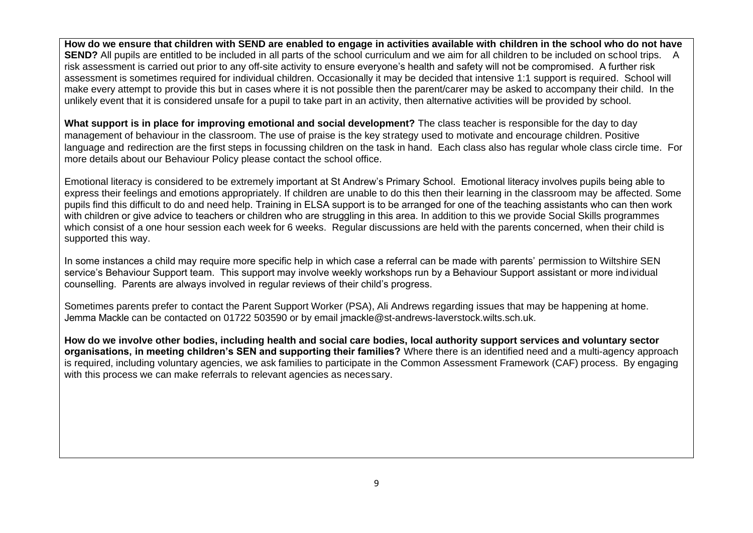**How do we ensure that children with SEND are enabled to engage in activities available with children in the school who do not have SEND?** All pupils are entitled to be included in all parts of the school curriculum and we aim for all children to be included on school trips. A risk assessment is carried out prior to any off-site activity to ensure everyone's health and safety will not be compromised. A further risk assessment is sometimes required for individual children. Occasionally it may be decided that intensive 1:1 support is required. School will make every attempt to provide this but in cases where it is not possible then the parent/carer may be asked to accompany their child. In the unlikely event that it is considered unsafe for a pupil to take part in an activity, then alternative activities will be provided by school.

**What support is in place for improving emotional and social development?** The class teacher is responsible for the day to day management of behaviour in the classroom. The use of praise is the key strategy used to motivate and encourage children. Positive language and redirection are the first steps in focussing children on the task in hand. Each class also has regular whole class circle time. For more details about our Behaviour Policy please contact the school office.

Emotional literacy is considered to be extremely important at St Andrew's Primary School. Emotional literacy involves pupils being able to express their feelings and emotions appropriately. If children are unable to do this then their learning in the classroom may be affected. Some pupils find this difficult to do and need help. Training in ELSA support is to be arranged for one of the teaching assistants who can then work with children or give advice to teachers or children who are struggling in this area. In addition to this we provide Social Skills programmes which consist of a one hour session each week for 6 weeks. Regular discussions are held with the parents concerned, when their child is supported this way.

In some instances a child may require more specific help in which case a referral can be made with parents' permission to Wiltshire SEN service's Behaviour Support team. This support may involve weekly workshops run by a Behaviour Support assistant or more individual counselling. Parents are always involved in regular reviews of their child's progress.

Sometimes parents prefer to contact the Parent Support Worker (PSA), Ali Andrews regarding issues that may be happening at home. Jemma Mackle can be contacted on 01722 503590 or by email jmackle@st-andrews-laverstock.wilts.sch.uk.

**How do we involve other bodies, including health and social care bodies, local authority support services and voluntary sector organisations, in meeting children's SEN and supporting their families?** Where there is an identified need and a multi-agency approach is required, including voluntary agencies, we ask families to participate in the Common Assessment Framework (CAF) process. By engaging with this process we can make referrals to relevant agencies as necessary.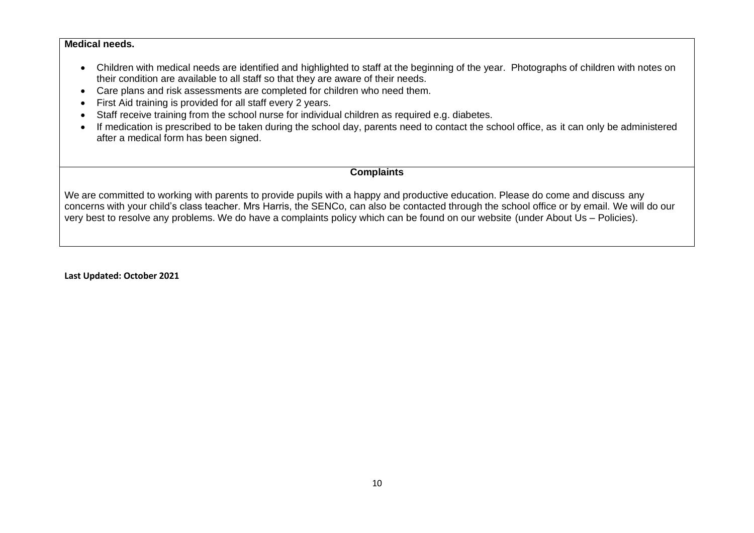**Medical needs.**

- Children with medical needs are identified and highlighted to staff at the beginning of the year. Photographs of children with notes on their condition are available to all staff so that they are aware of their needs.
- Care plans and risk assessments are completed for children who need them.
- First Aid training is provided for all staff every 2 years.
- Staff receive training from the school nurse for individual children as required e.g. diabetes.
- If medication is prescribed to be taken during the school day, parents need to contact the school office, as it can only be administered after a medical form has been signed.

**Complaints**

We are committed to working with parents to provide pupils with a happy and productive education. Please do come and discuss any concerns with your child's class teacher. Mrs Harris, the SENCo, can also be contacted through the school office or by email. We will do our very best to resolve any problems. We do have a complaints policy which can be found on our website (under About Us – Policies).

**Last Updated: October 2021**